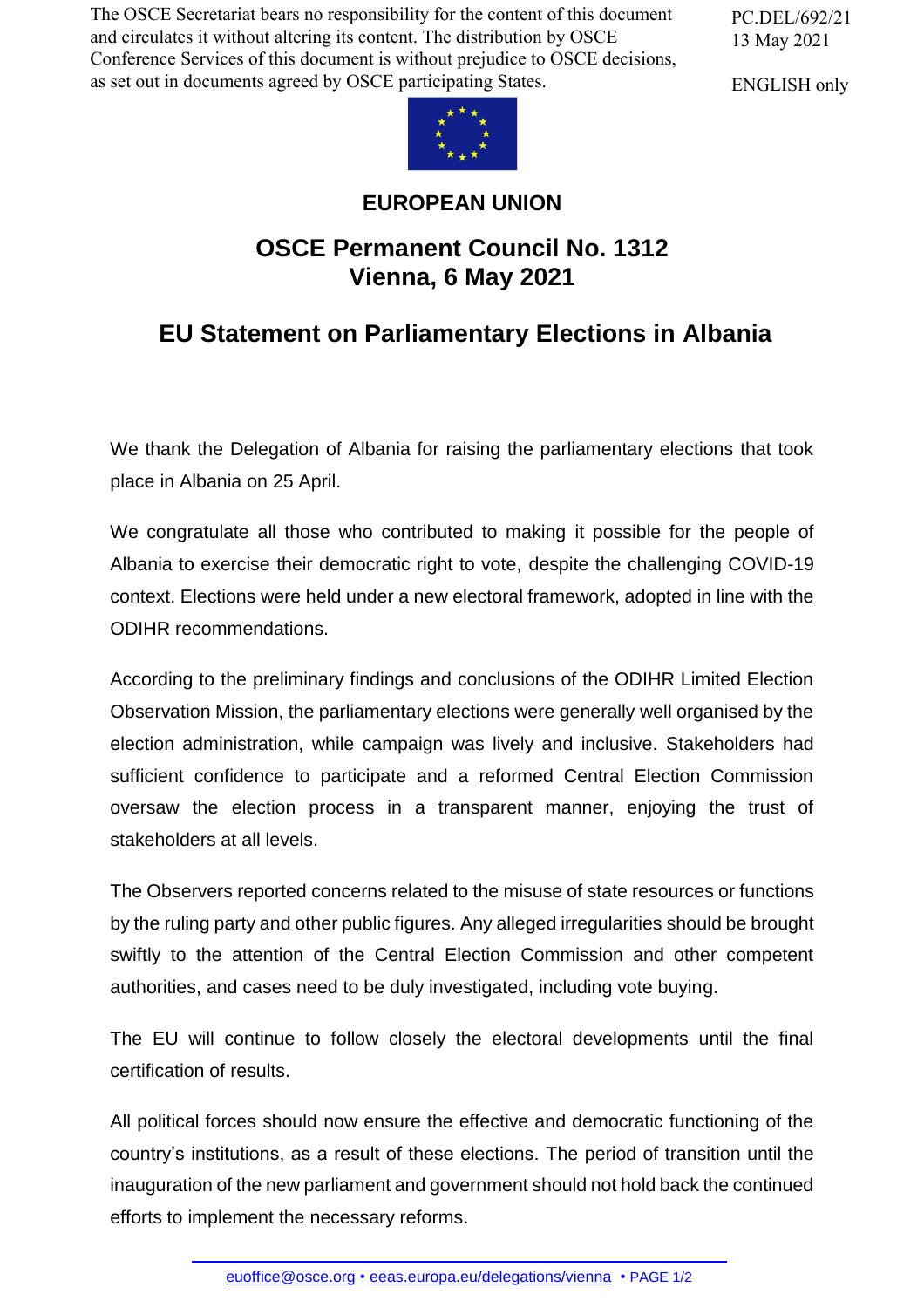The OSCE Secretariat bears no responsibility for the content of this document and circulates it without altering its content. The distribution by OSCE Conference Services of this document is without prejudice to OSCE decisions, as set out in documents agreed by OSCE participating States.

PC.DEL/692/21
13 May 2021

ENGLISH only

**EUROPEAN UNION**

## OSCE Permanent Council No. 1312
## Vienna, 6 May 2021

# EU Statement on Parliamentary Elections in Albania

We thank the Delegation of Albania for raising the parliamentary elections that took place in Albania on 25 April.

We congratulate all those who contributed to making it possible for the people of Albania to exercise their democratic right to vote, despite the challenging COVID-19 context. Elections were held under a new electoral framework, adopted in line with the ODIHR recommendations.

According to the preliminary findings and conclusions of the ODIHR Limited Election Observation Mission, the parliamentary elections were generally well organised by the election administration, while campaign was lively and inclusive. Stakeholders had sufficient confidence to participate and a reformed Central Election Commission oversaw the election process in a transparent manner, enjoying the trust of stakeholders at all levels.

The Observers reported concerns related to the misuse of state resources or functions by the ruling party and other public figures. Any alleged irregularities should be brought swiftly to the attention of the Central Election Commission and other competent authorities, and cases need to be duly investigated, including vote buying.

The EU will continue to follow closely the electoral developments until the final certification of results.

All political forces should now ensure the effective and democratic functioning of the country's institutions, as a result of these elections. The period of transition until the inauguration of the new parliament and government should not hold back the continued efforts to implement the necessary reforms.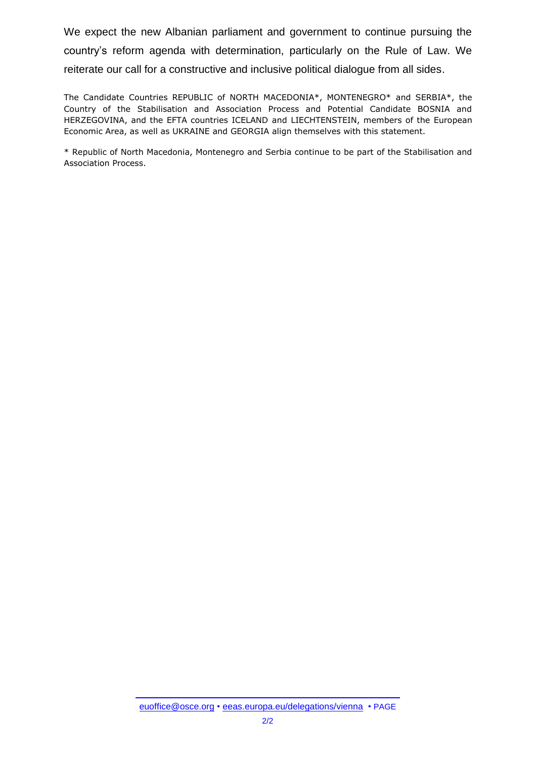We expect the new Albanian parliament and government to continue pursuing the country's reform agenda with determination, particularly on the Rule of Law. We reiterate our call for a constructive and inclusive political dialogue from all sides.

The Candidate Countries REPUBLIC of NORTH MACEDONIA*, MONTENEGRO* and SERBIA*, the Country of the Stabilisation and Association Process and Potential Candidate BOSNIA and HERZEGOVINA, and the EFTA countries ICELAND and LIECHTENSTEIN, members of the European Economic Area, as well as UKRAINE and GEORGIA align themselves with this statement.

* Republic of North Macedonia, Montenegro and Serbia continue to be part of the Stabilisation and Association Process.